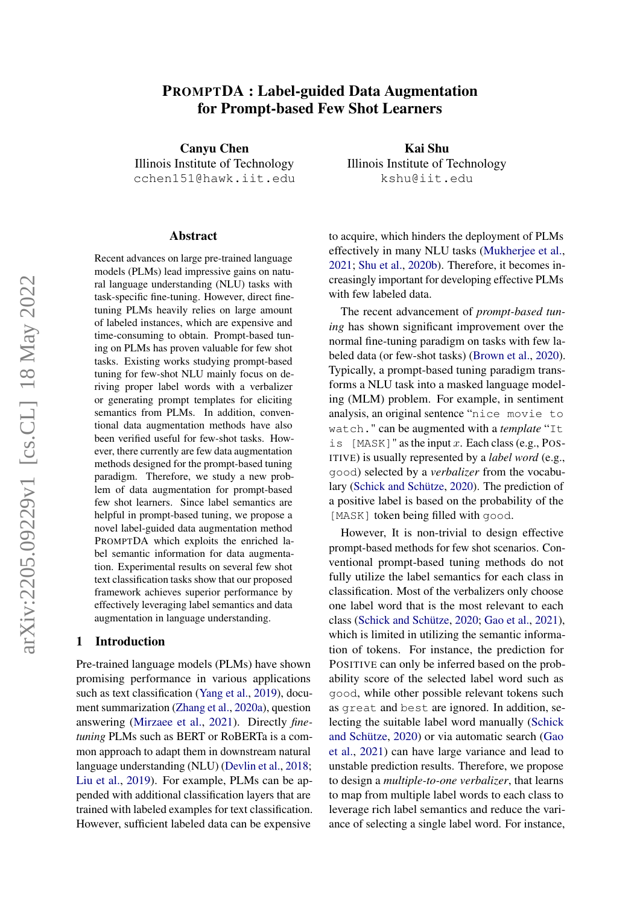# PromptDA : Label-guided Data Augmentation for Prompt-based Few Shot Learners

**Canyu Chen**
Illinois Institute of Technology
cchen151@hawk.iit.edu

**Kai Shu**
Illinois Institute of Technology
kshu@iit.edu

arXiv:2205.09229v1 [cs.CL] 18 May 2022

## Abstract

Recent advances on large pre-trained language models (PLMs) lead impressive gains on natural language understanding (NLU) tasks with task-specific fine-tuning. However, direct fine-tuning PLMs heavily relies on large amount of labeled instances, which are expensive and time-consuming to obtain. Prompt-based tuning on PLMs has proven valuable for few shot tasks. Existing works studying prompt-based tuning for few-shot NLU mainly focus on deriving proper label words with a verbalizer or generating prompt templates for eliciting semantics from PLMs. In addition, conventional data augmentation methods have also been verified useful for few-shot tasks. However, there currently are few data augmentation methods designed for the prompt-based tuning paradigm. Therefore, we study a new problem of data augmentation for prompt-based few shot learners. Since label semantics are helpful in prompt-based tuning, we propose a novel label-guided data augmentation method PromptDA which exploits the enriched label semantic information for data augmentation. Experimental results on several few shot text classification tasks show that our proposed framework achieves superior performance by effectively leveraging label semantics and data augmentation in language understanding.

## 1 Introduction

Pre-trained language models (PLMs) have shown promising performance in various applications such as text classification (Yang et al., 2019), document summarization (Zhang et al., 2020a), question answering (Mirzaee et al., 2021). Directly *fine-tuning* PLMs such as BERT or RoBERTa is a common approach to adapt them in downstream natural language understanding (NLU) (Devlin et al., 2018; Liu et al., 2019). For example, PLMs can be appended with additional classification layers that are trained with labeled examples for text classification. However, sufficient labeled data can be expensive to acquire, which hinders the deployment of PLMs effectively in many NLU tasks (Mukherjee et al., 2021; Shu et al., 2020b). Therefore, it becomes increasingly important for developing effective PLMs with few labeled data.

The recent advancement of *prompt-based tuning* has shown significant improvement over the normal fine-tuning paradigm on tasks with few labeled data (or few-shot tasks) (Brown et al., 2020). Typically, a prompt-based tuning paradigm transforms a NLU task into a masked language modeling (MLM) problem. For example, in sentiment analysis, an original sentence "nice movie to watch." can be augmented with a *template* "It is [MASK]" as the input $x$. Each class (e.g., Positive) is usually represented by a *label word* (e.g., good) selected by a *verbalizer* from the vocabulary (Schick and Schütze, 2020). The prediction of a positive label is based on the probability of the [MASK] token being filled with good.

However, It is non-trivial to design effective prompt-based methods for few shot scenarios. Conventional prompt-based tuning methods do not fully utilize the label semantics for each class in classification. Most of the verbalizers only choose one label word that is the most relevant to each class (Schick and Schütze, 2020; Gao et al., 2021), which is limited in utilizing the semantic information of tokens. For instance, the prediction for Positive can only be inferred based on the probability score of the selected label word such as good, while other possible relevant tokens such as great and best are ignored. In addition, selecting the suitable label word manually (Schick and Schütze, 2020) or via automatic search (Gao et al., 2021) can have large variance and lead to unstable prediction results. Therefore, we propose to design a *multiple-to-one verbalizer*, that learns to map from multiple label words to each class to leverage rich label semantics and reduce the variance of selecting a single label word. For instance,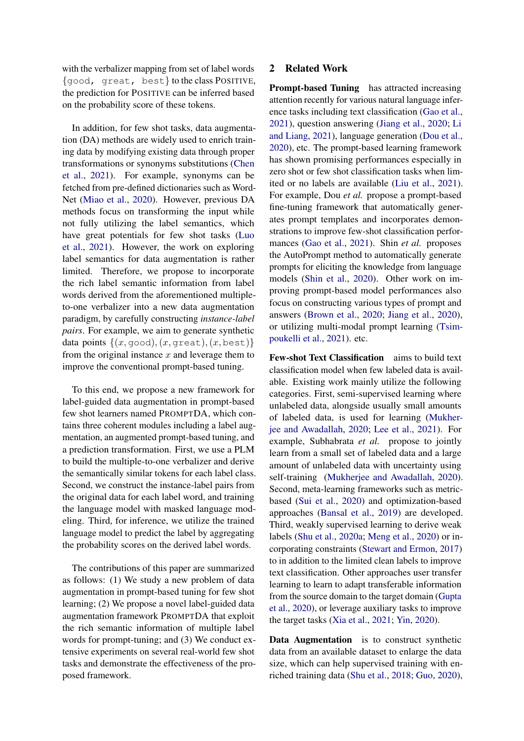with the verbalizer mapping from set of label words {good, great, best} to the class POSITIVE, the prediction for POSITIVE can be inferred based on the probability score of these tokens.

In addition, for few shot tasks, data augmentation (DA) methods are widely used to enrich training data by modifying existing data through proper transformations or synonyms substitutions (Chen et al., 2021). For example, synonyms can be fetched from pre-defined dictionaries such as WordNet (Miao et al., 2020). However, previous DA methods focus on transforming the input while not fully utilizing the label semantics, which have great potentials for few shot tasks (Luo et al., 2021). However, the work on exploring label semantics for data augmentation is rather limited. Therefore, we propose to incorporate the rich label semantic information from label words derived from the aforementioned multiple-to-one verbalizer into a new data augmentation paradigm, by carefully constructing *instance-label pairs*. For example, we aim to generate synthetic data points $\{(x, \text{good}), (x, \text{great}), (x, \text{best})\}$ from the original instance $x$ and leverage them to improve the conventional prompt-based tuning.

To this end, we propose a new framework for label-guided data augmentation in prompt-based few shot learners named PROMPTDA, which contains three coherent modules including a label augmentation, an augmented prompt-based tuning, and a prediction transformation. First, we use a PLM to build the multiple-to-one verbalizer and derive the semantically similar tokens for each label class. Second, we construct the instance-label pairs from the original data for each label word, and training the language model with masked language modeling. Third, for inference, we utilize the trained language model to predict the label by aggregating the probability scores on the derived label words.

The contributions of this paper are summarized as follows: (1) We study a new problem of data augmentation in prompt-based tuning for few shot learning; (2) We propose a novel label-guided data augmentation framework PROMPTDA that exploit the rich semantic information of multiple label words for prompt-tuning; and (3) We conduct extensive experiments on several real-world few shot tasks and demonstrate the effectiveness of the proposed framework.

## 2 Related Work

**Prompt-based Tuning** has attracted increasing attention recently for various natural language inference tasks including text classification (Gao et al., 2021), question answering (Jiang et al., 2020; Li and Liang, 2021), language generation (Dou et al., 2020), etc. The prompt-based learning framework has shown promising performances especially in zero shot or few shot classification tasks when limited or no labels are available (Liu et al., 2021). For example, Dou *et al.* propose a prompt-based fine-tuning framework that automatically generates prompt templates and incorporates demonstrations to improve few-shot classification performances (Gao et al., 2021). Shin *et al.* proposes the AutoPrompt method to automatically generate prompts for eliciting the knowledge from language models (Shin et al., 2020). Other work on improving prompt-based model performances also focus on constructing various types of prompt and answers (Brown et al., 2020; Jiang et al., 2020), or utilizing multi-modal prompt learning (Tsimpoukelli et al., 2021). etc.

**Few-shot Text Classification** aims to build text classification model when few labeled data is available. Existing work mainly utilize the following categories. First, semi-supervised learning where unlabeled data, alongside usually small amounts of labeled data, is used for learning (Mukherjee and Awadallah, 2020; Lee et al., 2021). For example, Subhabrata *et al.* propose to jointly learn from a small set of labeled data and a large amount of unlabeled data with uncertainty using self-training (Mukherjee and Awadallah, 2020). Second, meta-learning frameworks such as metric-based (Sui et al., 2020) and optimization-based approaches (Bansal et al., 2019) are developed. Third, weakly supervised learning to derive weak labels (Shu et al., 2020a; Meng et al., 2020) or incorporating constraints (Stewart and Ermon, 2017) to in addition to the limited clean labels to improve text classification. Other approaches user transfer learning to learn to adapt transferable information from the source domain to the target domain (Gupta et al., 2020), or leverage auxiliary tasks to improve the target tasks (Xia et al., 2021; Yin, 2020).

**Data Augmentation** is to construct synthetic data from an available dataset to enlarge the data size, which can help supervised training with enriched training data (Shu et al., 2018; Guo, 2020),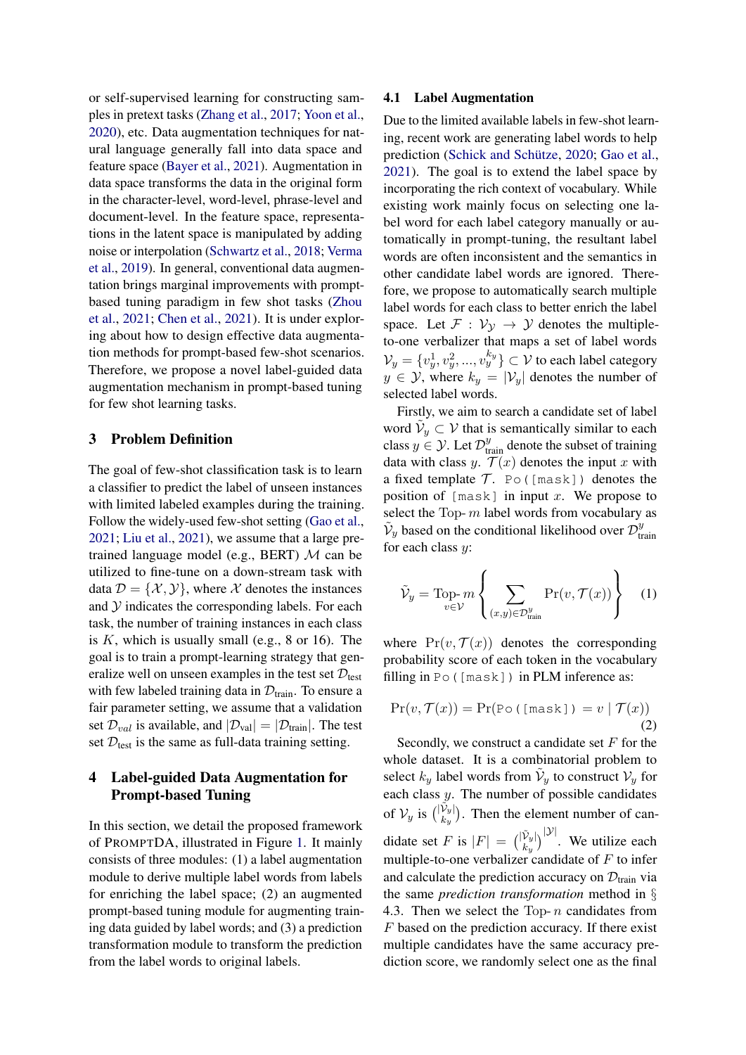or self-supervised learning for constructing samples in pretext tasks (Zhang et al., 2017; Yoon et al., 2020), etc. Data augmentation techniques for natural language generally fall into data space and feature space (Bayer et al., 2021). Augmentation in data space transforms the data in the original form in the character-level, word-level, phrase-level and document-level. In the feature space, representations in the latent space is manipulated by adding noise or interpolation (Schwartz et al., 2018; Verma et al., 2019). In general, conventional data augmentation brings marginal improvements with prompt-based tuning paradigm in few shot tasks (Zhou et al., 2021; Chen et al., 2021). It is under exploring about how to design effective data augmentation methods for prompt-based few-shot scenarios. Therefore, we propose a novel label-guided data augmentation mechanism in prompt-based tuning for few shot learning tasks.

## 3 Problem Definition

The goal of few-shot classification task is to learn a classifier to predict the label of unseen instances with limited labeled examples during the training. Follow the widely-used few-shot setting (Gao et al., 2021; Liu et al., 2021), we assume that a large pre-trained language model (e.g., BERT) $\mathcal{M}$ can be utilized to fine-tune on a down-stream task with data $\mathcal{D} = \{\mathcal{X}, \mathcal{Y}\}$, where $\mathcal{X}$ denotes the instances and $\mathcal{Y}$ indicates the corresponding labels. For each task, the number of training instances in each class is $K$, which is usually small (e.g., 8 or 16). The goal is to train a prompt-learning strategy that generalize well on unseen examples in the test set $\mathcal{D}_{\text{test}}$ with few labeled training data in $\mathcal{D}_{\text{train}}$. To ensure a fair parameter setting, we assume that a validation set $\mathcal{D}_{val}$ is available, and $|\mathcal{D}_{\text{val}}| = |\mathcal{D}_{\text{train}}|$. The test set $\mathcal{D}_{\text{test}}$ is the same as full-data training setting.

## 4 Label-guided Data Augmentation for Prompt-based Tuning

In this section, we detail the proposed framework of PROMPTDA, illustrated in Figure 1. It mainly consists of three modules: (1) a label augmentation module to derive multiple label words from labels for enriching the label space; (2) an augmented prompt-based tuning module for augmenting training data guided by label words; and (3) a prediction transformation module to transform the prediction from the label words to original labels.

### 4.1 Label Augmentation

Due to the limited available labels in few-shot learning, recent work are generating label words to help prediction (Schick and Schütze, 2020; Gao et al., 2021). The goal is to extend the label space by incorporating the rich context of vocabulary. While existing work mainly focus on selecting one label word for each label category manually or automatically in prompt-tuning, the resultant label words are often inconsistent and the semantics in other candidate label words are ignored. Therefore, we propose to automatically search multiple label words for each class to better enrich the label space. Let $\mathcal{F} : \mathcal{V}_{\mathcal{Y}} \rightarrow \mathcal{Y}$ denotes the multiple-to-one verbalizer that maps a set of label words $\mathcal{V}_y = \{v_y^1, v_y^2, ..., v_y^{k_y}\} \subset \mathcal{V}$ to each label category $y \in \mathcal{Y}$, where $k_y = |\mathcal{V}_y|$ denotes the number of selected label words.

Firstly, we aim to search a candidate set of label word $\tilde{\mathcal{V}}_y \subset \mathcal{V}$ that is semantically similar to each class $y \in \mathcal{Y}$. Let $\mathcal{D}^y_{\text{train}}$ denote the subset of training data with class $y$. $\mathcal{T}(x)$ denotes the input $x$ with a fixed template $\mathcal{T}$. `Po([mask])` denotes the position of `[mask]` in input $x$. We propose to select the Top- $m$ label words from vocabulary as $\tilde{\mathcal{V}}_y$ based on the conditional likelihood over $\mathcal{D}^y_{\text{train}}$ for each class $y$:

$$\tilde{\mathcal{V}}_y = \underset{v \in \mathcal{V}}{\text{Top-}\, m} \left\{ \sum_{(x,y) \in \mathcal{D}^y_{\text{train}}} \Pr(v, \mathcal{T}(x)) \right\} \quad (1)$$

where $\Pr(v, \mathcal{T}(x))$ denotes the corresponding probability score of each token in the vocabulary filling in `Po([mask])` in PLM inference as:

$$\Pr(v, \mathcal{T}(x)) = \Pr(\texttt{Po([mask])} = v \mid \mathcal{T}(x)) \quad (2)$$

Secondly, we construct a candidate set $F$ for the whole dataset. It is a combinatorial problem to select $k_y$ label words from $\tilde{\mathcal{V}}_y$ to construct $\mathcal{V}_y$ for each class $y$. The number of possible candidates of $\mathcal{V}_y$ is $\binom{|\tilde{\mathcal{V}}_y|}{k_y}$. Then the element number of candidate set $F$ is $|F| = \binom{|\tilde{\mathcal{V}}_y|}{k_y}^{|\mathcal{Y}|}$. We utilize each multiple-to-one verbalizer candidate of $F$ to infer and calculate the prediction accuracy on $\mathcal{D}_{\text{train}}$ via the same *prediction transformation* method in § 4.3. Then we select the Top- $n$ candidates from $F$ based on the prediction accuracy. If there exist multiple candidates have the same accuracy prediction score, we randomly select one as the final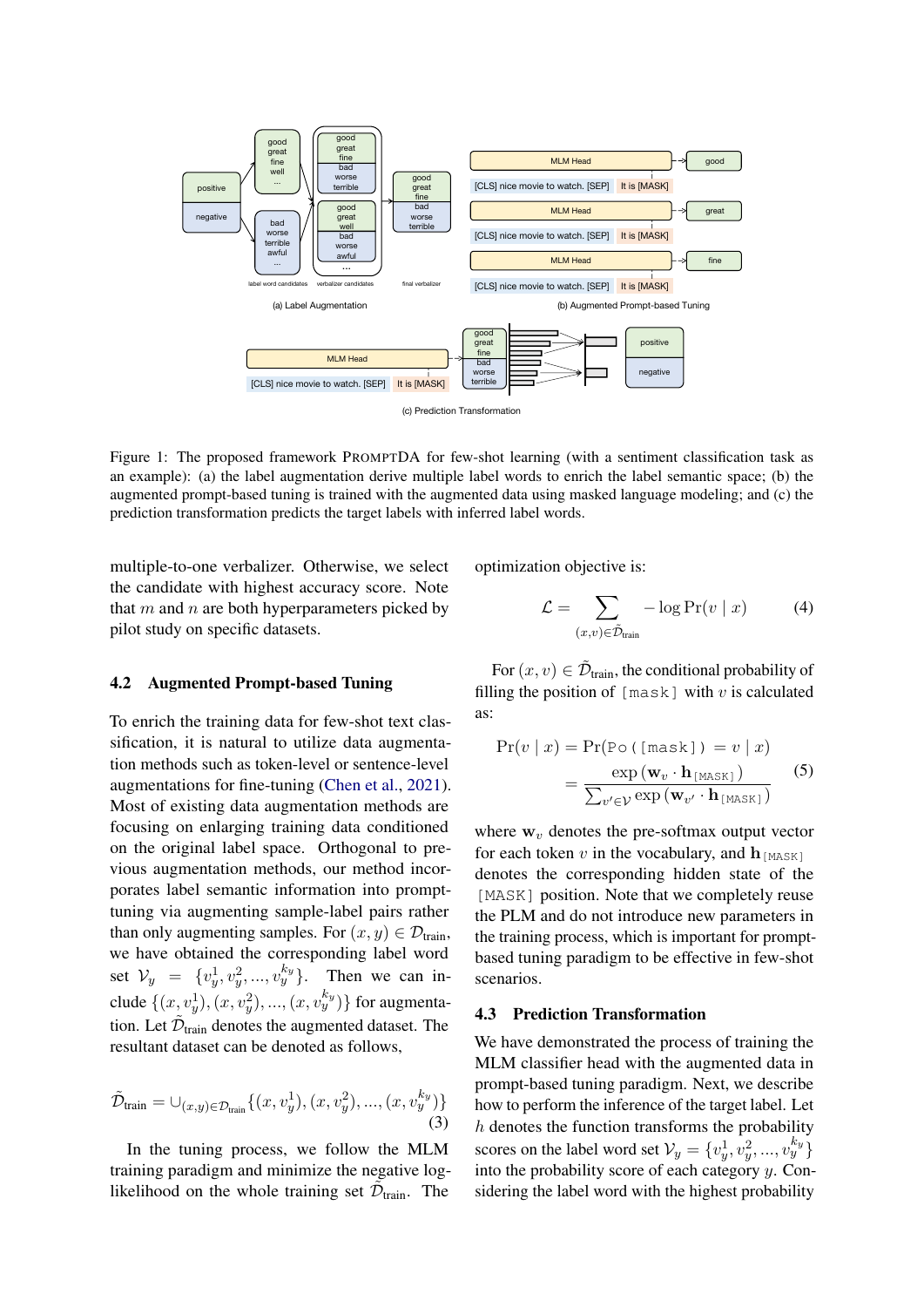Figure 1: The proposed framework PromptDA for few-shot learning (with a sentiment classification task as an example): (a) the label augmentation derive multiple label words to enrich the label semantic space; (b) the augmented prompt-based tuning is trained with the augmented data using masked language modeling; and (c) the prediction transformation predicts the target labels with inferred label words.

multiple-to-one verbalizer. Otherwise, we select the candidate with highest accuracy score. Note that $m$ and $n$ are both hyperparameters picked by pilot study on specific datasets.

## 4.2 Augmented Prompt-based Tuning

To enrich the training data for few-shot text classification, it is natural to utilize data augmentation methods such as token-level or sentence-level augmentations for fine-tuning (Chen et al., 2021). Most of existing data augmentation methods are focusing on enlarging training data conditioned on the original label space. Orthogonal to previous augmentation methods, our method incorporates label semantic information into prompt-tuning via augmenting sample-label pairs rather than only augmenting samples. For $(x, y) \in \mathcal{D}_{\text{train}}$, we have obtained the corresponding label word set $\mathcal{V}_y = \{v_y^1, v_y^2, ..., v_y^{k_y}\}$. Then we can include $\{(x, v_y^1), (x, v_y^2), ..., (x, v_y^{k_y})\}$ for augmentation. Let $\tilde{\mathcal{D}}_{\text{train}}$ denotes the augmented dataset. The resultant dataset can be denoted as follows,

$$\tilde{\mathcal{D}}_{\text{train}} = \cup_{(x,y)\in\mathcal{D}_{\text{train}}}\{(x, v_y^1), (x, v_y^2), ..., (x, v_y^{k_y})\} \tag{3}$$

In the tuning process, we follow the MLM training paradigm and minimize the negative log-likelihood on the whole training set $\tilde{\mathcal{D}}_{\text{train}}$. The optimization objective is:

$$\mathcal{L} = \sum_{(x,v)\in\tilde{\mathcal{D}}_{\text{train}}} -\log \Pr(v \mid x) \tag{4}$$

For $(x, v) \in \tilde{\mathcal{D}}_{\text{train}}$, the conditional probability of filling the position of `[mask]` with $v$ is calculated as:

$$\begin{aligned}\Pr(v \mid x) &= \Pr(\texttt{Po([mask])} = v \mid x) \\ &= \frac{\exp\left(\mathbf{w}_v \cdot \mathbf{h}_{\texttt{[MASK]}}\right)}{\sum_{v'\in\mathcal{V}} \exp\left(\mathbf{w}_{v'} \cdot \mathbf{h}_{\texttt{[MASK]}}\right)}\end{aligned} \tag{5}$$

where $\mathbf{w}_v$ denotes the pre-softmax output vector for each token $v$ in the vocabulary, and $\mathbf{h}_{\texttt{[MASK]}}$ denotes the corresponding hidden state of the `[MASK]` position. Note that we completely reuse the PLM and do not introduce new parameters in the training process, which is important for prompt-based tuning paradigm to be effective in few-shot scenarios.

## 4.3 Prediction Transformation

We have demonstrated the process of training the MLM classifier head with the augmented data in prompt-based tuning paradigm. Next, we describe how to perform the inference of the target label. Let $h$ denotes the function transforms the probability scores on the label word set $\mathcal{V}_y = \{v_y^1, v_y^2, ..., v_y^{k_y}\}$ into the probability score of each category $y$. Considering the label word with the highest probability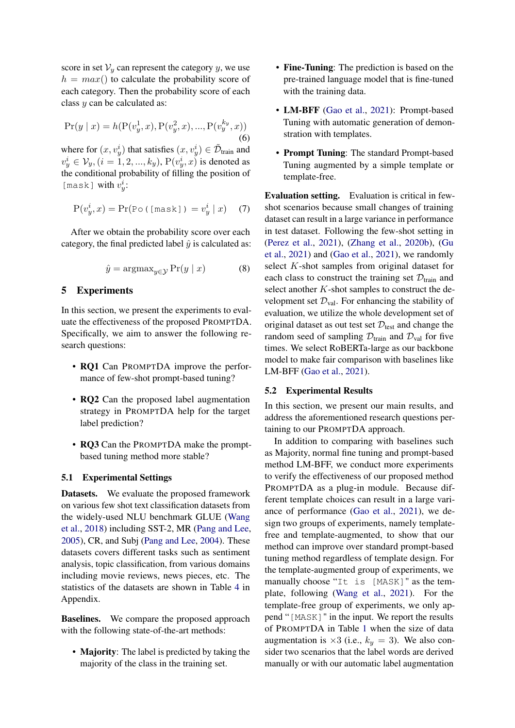score in set $\mathcal{V}_y$ can represent the category $y$, we use $h = max()$ to calculate the probability score of each category. Then the probability score of each class $y$ can be calculated as:

$$\Pr(y \mid x) = h(\mathrm{P}(v_y^1, x), \mathrm{P}(v_y^2, x), ..., \mathrm{P}(v_y^{k_y}, x)) \tag{6}$$

where for $(x, v_y^i)$ that satisfies $(x, v_y^i) \in \tilde{\mathcal{D}}_{\text{train}}$ and $v_y^i \in \mathcal{V}_y, (i = 1, 2, ..., k_y)$, $\mathrm{P}(v_y^i, x)$ is denoted as the conditional probability of filling the position of `[mask]` with $v_y^i$:

$$\mathrm{P}(v_y^i, x) = \Pr(\texttt{Po([mask])} = v_y^i \mid x) \tag{7}$$

After we obtain the probability score over each category, the final predicted label $\hat{y}$ is calculated as:

$$\hat{y} = \mathrm{argmax}_{y \in \mathcal{Y}} \Pr(y \mid x) \tag{8}$$

## 5 Experiments

In this section, we present the experiments to evaluate the effectiveness of the proposed PROMPTDA. Specifically, we aim to answer the following research questions:

- **RQ1** Can PROMPTDA improve the performance of few-shot prompt-based tuning?
- **RQ2** Can the proposed label augmentation strategy in PROMPTDA help for the target label prediction?
- **RQ3** Can the PROMPTDA make the prompt-based tuning method more stable?

### 5.1 Experimental Settings

**Datasets.** We evaluate the proposed framework on various few shot text classification datasets from the widely-used NLU benchmark GLUE (Wang et al., 2018) including SST-2, MR (Pang and Lee, 2005), CR, and Subj (Pang and Lee, 2004). These datasets covers different tasks such as sentiment analysis, topic classification, from various domains including movie reviews, news pieces, etc. The statistics of the datasets are shown in Table 4 in Appendix.

**Baselines.** We compare the proposed approach with the following state-of-the-art methods:

- **Majority**: The label is predicted by taking the majority of the class in the training set.
- **Fine-Tuning**: The prediction is based on the pre-trained language model that is fine-tuned with the training data.
- **LM-BFF** (Gao et al., 2021): Prompt-based Tuning with automatic generation of demonstration with templates.
- **Prompt Tuning**: The standard Prompt-based Tuning augmented by a simple template or template-free.

**Evaluation setting.** Evaluation is critical in few-shot scenarios because small changes of training dataset can result in a large variance in performance in test dataset. Following the few-shot setting in (Perez et al., 2021), (Zhang et al., 2020b), (Gu et al., 2021) and (Gao et al., 2021), we randomly select $K$-shot samples from original dataset for each class to construct the training set $\mathcal{D}_{\text{train}}$ and select another $K$-shot samples to construct the development set $\mathcal{D}_{\text{val}}$. For enhancing the stability of evaluation, we utilize the whole development set of original dataset as out test set $\mathcal{D}_{\text{test}}$ and change the random seed of sampling $\mathcal{D}_{\text{train}}$ and $\mathcal{D}_{\text{val}}$ for five times. We select RoBERTa-large as our backbone model to make fair comparison with baselines like LM-BFF (Gao et al., 2021).

### 5.2 Experimental Results

In this section, we present our main results, and address the aforementioned research questions pertaining to our PROMPTDA approach.

In addition to comparing with baselines such as Majority, normal fine tuning and prompt-based method LM-BFF, we conduct more experiments to verify the effectiveness of our proposed method PROMPTDA as a plug-in module. Because different template choices can result in a large variance of performance (Gao et al., 2021), we design two groups of experiments, namely template-free and template-augmented, to show that our method can improve over standard prompt-based tuning method regardless of template design. For the template-augmented group of experiments, we manually choose "`It is [MASK]`" as the template, following (Wang et al., 2021). For the template-free group of experiments, we only append "`[MASK]`" in the input. We report the results of PROMPTDA in Table 1 when the size of data augmentation is $\times 3$ (i.e., $k_y = 3$). We also consider two scenarios that the label words are derived manually or with our automatic label augmentation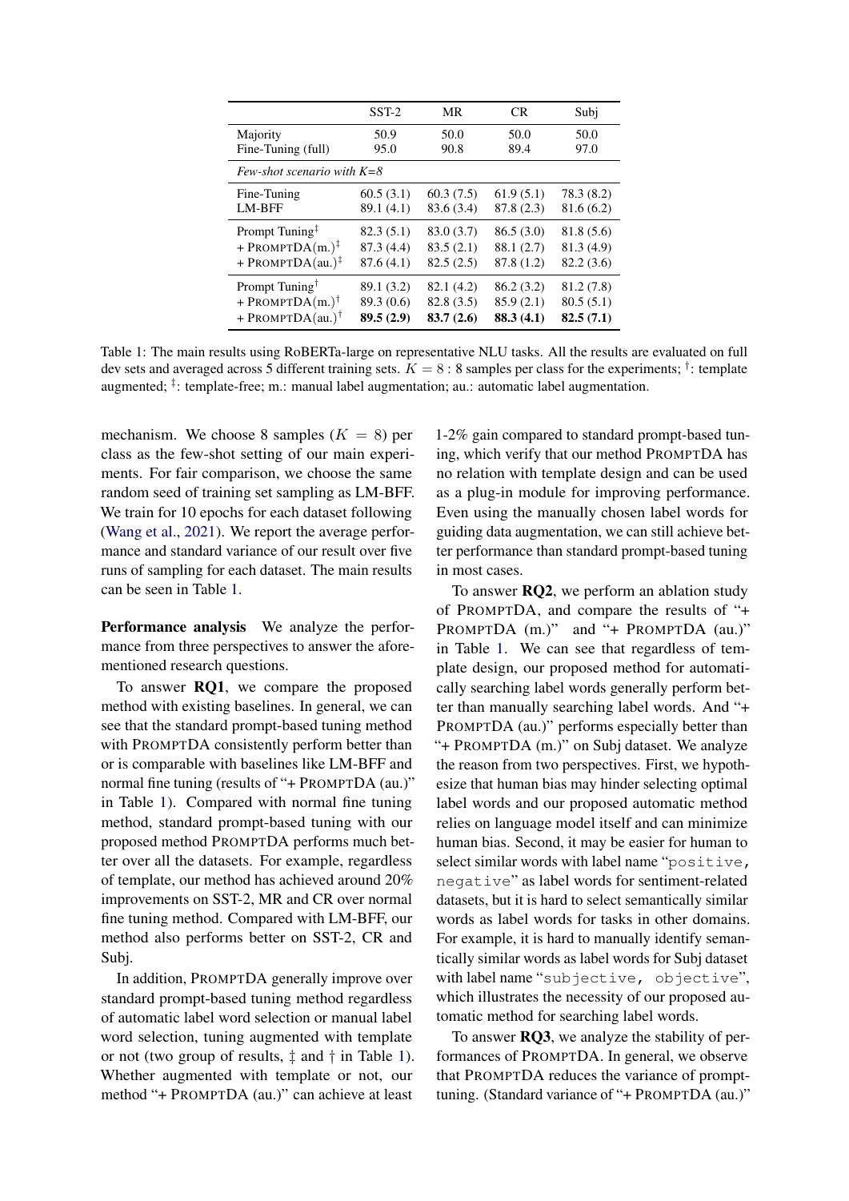| | SST-2 | MR | CR | Subj |
|---|---|---|---|---|
| Majority | 50.9 | 50.0 | 50.0 | 50.0 |
| Fine-Tuning (full) | 95.0 | 90.8 | 89.4 | 97.0 |
| *Few-shot scenario with K=8* | | | | |
| Fine-Tuning | 60.5 (3.1) | 60.3 (7.5) | 61.9 (5.1) | 78.3 (8.2) |
| LM-BFF | 89.1 (4.1) | 83.6 (3.4) | 87.8 (2.3) | 81.6 (6.2) |
| Prompt Tuning‡ | 82.3 (5.1) | 83.0 (3.7) | 86.5 (3.0) | 81.8 (5.6) |
| + PROMPTDA(m.)‡ | 87.3 (4.4) | 83.5 (2.1) | 88.1 (2.7) | 81.3 (4.9) |
| + PROMPTDA(au.)‡ | 87.6 (4.1) | 82.5 (2.5) | 87.8 (1.2) | 82.2 (3.6) |
| Prompt Tuning† | 89.1 (3.2) | 82.1 (4.2) | 86.2 (3.2) | 81.2 (7.8) |
| + PROMPTDA(m.)† | 89.3 (0.6) | 82.8 (3.5) | 85.9 (2.1) | 80.5 (5.1) |
| + PROMPTDA(au.)† | **89.5 (2.9)** | **83.7 (2.6)** | **88.3 (4.1)** | **82.5 (7.1)** |

Table 1: The main results using RoBERTa-large on representative NLU tasks. All the results are evaluated on full dev sets and averaged across 5 different training sets. $K = 8$ : 8 samples per class for the experiments; †: template augmented; ‡: template-free; m.: manual label augmentation; au.: automatic label augmentation.

mechanism. We choose 8 samples ($K = 8$) per class as the few-shot setting of our main experiments. For fair comparison, we choose the same random seed of training set sampling as LM-BFF. We train for 10 epochs for each dataset following (Wang et al., 2021). We report the average performance and standard variance of our result over five runs of sampling for each dataset. The main results can be seen in Table 1.

**Performance analysis** We analyze the performance from three perspectives to answer the aforementioned research questions.

To answer **RQ1**, we compare the proposed method with existing baselines. In general, we can see that the standard prompt-based tuning method with PROMPTDA consistently perform better than or is comparable with baselines like LM-BFF and normal fine tuning (results of "+ PROMPTDA (au.)" in Table 1). Compared with normal fine tuning method, standard prompt-based tuning with our proposed method PROMPTDA performs much better over all the datasets. For example, regardless of template, our method has achieved around 20% improvements on SST-2, MR and CR over normal fine tuning method. Compared with LM-BFF, our method also performs better on SST-2, CR and Subj.

In addition, PROMPTDA generally improve over standard prompt-based tuning method regardless of automatic label word selection or manual label word selection, tuning augmented with template or not (two group of results, ‡ and † in Table 1). Whether augmented with template or not, our method "+ PROMPTDA (au.)" can achieve at least 1-2% gain compared to standard prompt-based tuning, which verify that our method PROMPTDA has no relation with template design and can be used as a plug-in module for improving performance. Even using the manually chosen label words for guiding data augmentation, we can still achieve better performance than standard prompt-based tuning in most cases.

To answer **RQ2**, we perform an ablation study of PROMPTDA, and compare the results of "+ PROMPTDA (m.)" and "+ PROMPTDA (au.)" in Table 1. We can see that regardless of template design, our proposed method for automatically searching label words generally perform better than manually searching label words. And "+ PROMPTDA (au.)" performs especially better than "+ PROMPTDA (m.)" on Subj dataset. We analyze the reason from two perspectives. First, we hypothesize that human bias may hinder selecting optimal label words and our proposed automatic method relies on language model itself and can minimize human bias. Second, it may be easier for human to select similar words with label name "`positive, negative`" as label words for sentiment-related datasets, but it is hard to select semantically similar words as label words for tasks in other domains. For example, it is hard to manually identify semantically similar words as label words for Subj dataset with label name "`subjective, objective`", which illustrates the necessity of our proposed automatic method for searching label words.

To answer **RQ3**, we analyze the stability of performances of PROMPTDA. In general, we observe that PROMPTDA reduces the variance of prompt-tuning. (Standard variance of "+ PROMPTDA (au.)"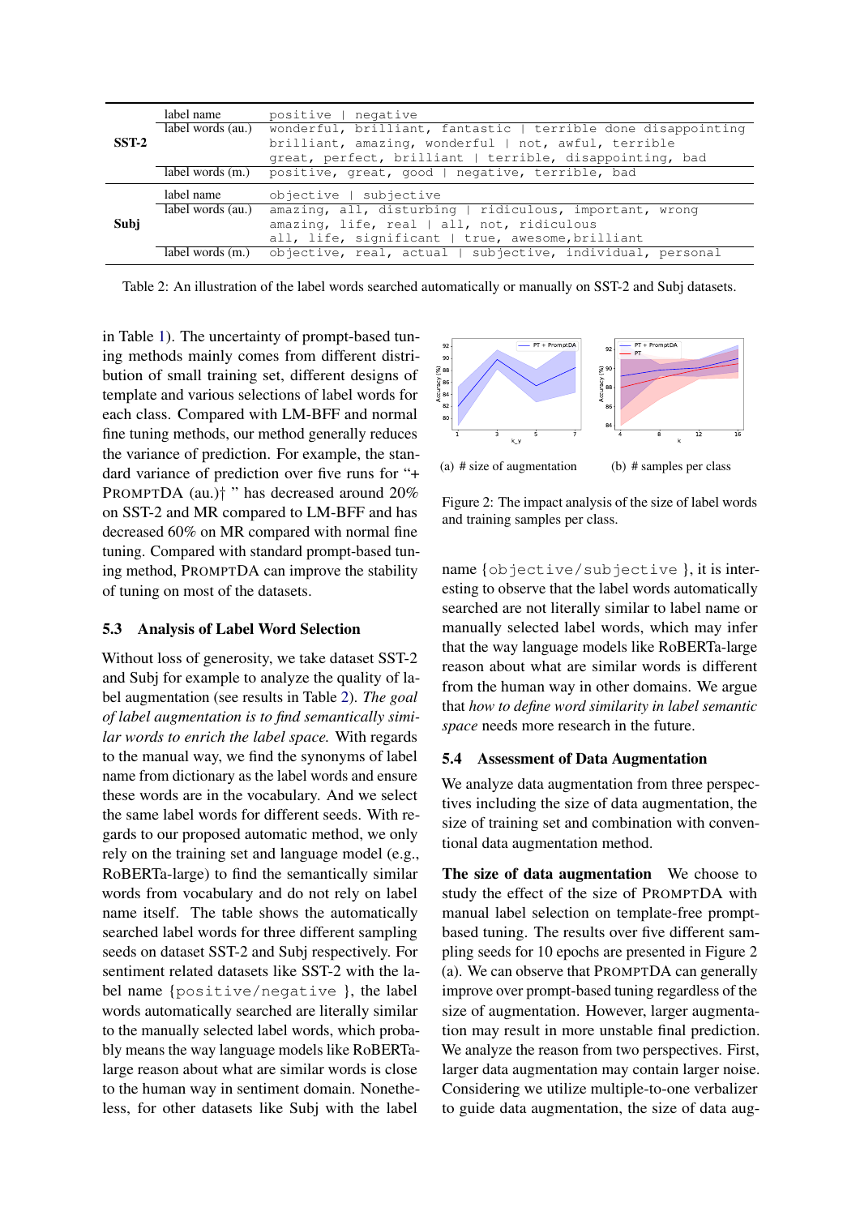| | | |
|---|---|---|
| **SST-2** | label name | positive \| negative |
| | label words (au.) | wonderful, brilliant, fantastic \| terrible done disappointing |
| | | brilliant, amazing, wonderful \| not, awful, terrible |
| | | great, perfect, brilliant \| terrible, disappointing, bad |
| | label words (m.) | positive, great, good \| negative, terrible, bad |
| **Subj** | label name | objective \| subjective |
| | label words (au.) | amazing, all, disturbing \| ridiculous, important, wrong |
| | | amazing, life, real \| all, not, ridiculous |
| | | all, life, significant \| true, awesome,brilliant |
| | label words (m.) | objective, real, actual \| subjective, individual, personal |

Table 2: An illustration of the label words searched automatically or manually on SST-2 and Subj datasets.

in Table 1). The uncertainty of prompt-based tuning methods mainly comes from different distribution of small training set, different designs of template and various selections of label words for each class. Compared with LM-BFF and normal fine tuning methods, our method generally reduces the variance of prediction. For example, the standard variance of prediction over five runs for "+ PROMPTDA (au.)† " has decreased around 20% on SST-2 and MR compared to LM-BFF and has decreased 60% on MR compared with normal fine tuning. Compared with standard prompt-based tuning method, PROMPTDA can improve the stability of tuning on most of the datasets.

### 5.3 Analysis of Label Word Selection

Without loss of generosity, we take dataset SST-2 and Subj for example to analyze the quality of label augmentation (see results in Table 2). *The goal of label augmentation is to find semantically similar words to enrich the label space.* With regards to the manual way, we find the synonyms of label name from dictionary as the label words and ensure these words are in the vocabulary. And we select the same label words for different seeds. With regards to our proposed automatic method, we only rely on the training set and language model (e.g., RoBERTa-large) to find the semantically similar words from vocabulary and do not rely on label name itself. The table shows the automatically searched label words for three different sampling seeds on dataset SST-2 and Subj respectively. For sentiment related datasets like SST-2 with the label name {positive/negative }, the label words automatically searched are literally similar to the manually selected label words, which probably means the way language models like RoBERTa-large reason about what are similar words is close to the human way in sentiment domain. Nonetheless, for other datasets like Subj with the label name {objective/subjective }, it is interesting to observe that the label words automatically searched are not literally similar to label name or manually selected label words, which may infer that the way language models like RoBERTa-large reason about what are similar words is different from the human way in other domains. We argue that *how to define word similarity in label semantic space* needs more research in the future.

(a) # size of augmentation  (b) # samples per class

Figure 2: The impact analysis of the size of label words and training samples per class.

### 5.4 Assessment of Data Augmentation

We analyze data augmentation from three perspectives including the size of data augmentation, the size of training set and combination with conventional data augmentation method.

**The size of data augmentation** We choose to study the effect of the size of PROMPTDA with manual label selection on template-free prompt-based tuning. The results over five different sampling seeds for 10 epochs are presented in Figure 2 (a). We can observe that PROMPTDA can generally improve over prompt-based tuning regardless of the size of augmentation. However, larger augmentation may result in more unstable final prediction. We analyze the reason from two perspectives. First, larger data augmentation may contain larger noise. Considering we utilize multiple-to-one verbalizer to guide data augmentation, the size of data aug-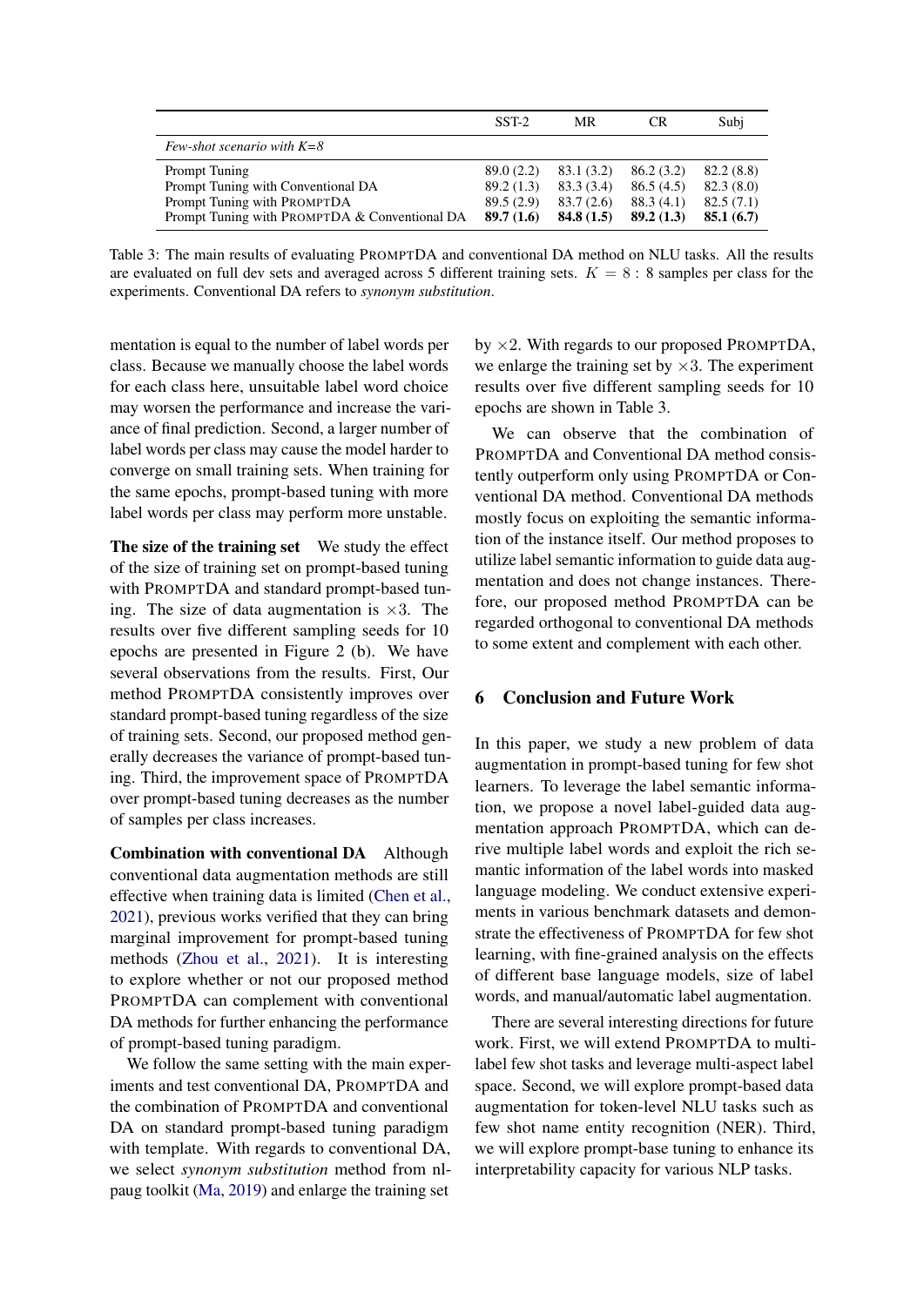| | SST-2 | MR | CR | Subj |
|---|---|---|---|---|
| *Few-shot scenario with K=8* | | | | |
| Prompt Tuning | 89.0 (2.2) | 83.1 (3.2) | 86.2 (3.2) | 82.2 (8.8) |
| Prompt Tuning with Conventional DA | 89.2 (1.3) | 83.3 (3.4) | 86.5 (4.5) | 82.3 (8.0) |
| Prompt Tuning with PROMPTDA | 89.5 (2.9) | 83.7 (2.6) | 88.3 (4.1) | 82.5 (7.1) |
| Prompt Tuning with PROMPTDA & Conventional DA | **89.7 (1.6)** | **84.8 (1.5)** | **89.2 (1.3)** | **85.1 (6.7)** |

Table 3: The main results of evaluating PROMPTDA and conventional DA method on NLU tasks. All the results are evaluated on full dev sets and averaged across 5 different training sets. $K = 8$ : 8 samples per class for the experiments. Conventional DA refers to *synonym substitution*.

mentation is equal to the number of label words per class. Because we manually choose the label words for each class here, unsuitable label word choice may worsen the performance and increase the variance of final prediction. Second, a larger number of label words per class may cause the model harder to converge on small training sets. When training for the same epochs, prompt-based tuning with more label words per class may perform more unstable.

**The size of the training set** We study the effect of the size of training set on prompt-based tuning with PROMPTDA and standard prompt-based tuning. The size of data augmentation is $\times 3$. The results over five different sampling seeds for 10 epochs are presented in Figure 2 (b). We have several observations from the results. First, Our method PROMPTDA consistently improves over standard prompt-based tuning regardless of the size of training sets. Second, our proposed method generally decreases the variance of prompt-based tuning. Third, the improvement space of PROMPTDA over prompt-based tuning decreases as the number of samples per class increases.

**Combination with conventional DA** Although conventional data augmentation methods are still effective when training data is limited (Chen et al., 2021), previous works verified that they can bring marginal improvement for prompt-based tuning methods (Zhou et al., 2021). It is interesting to explore whether or not our proposed method PROMPTDA can complement with conventional DA methods for further enhancing the performance of prompt-based tuning paradigm.

We follow the same setting with the main experiments and test conventional DA, PROMPTDA and the combination of PROMPTDA and conventional DA on standard prompt-based tuning paradigm with template. With regards to conventional DA, we select *synonym substitution* method from nlpaug toolkit (Ma, 2019) and enlarge the training set by $\times 2$. With regards to our proposed PROMPTDA, we enlarge the training set by $\times 3$. The experiment results over five different sampling seeds for 10 epochs are shown in Table 3.

We can observe that the combination of PROMPTDA and Conventional DA method consistently outperform only using PROMPTDA or Conventional DA method. Conventional DA methods mostly focus on exploiting the semantic information of the instance itself. Our method proposes to utilize label semantic information to guide data augmentation and does not change instances. Therefore, our proposed method PROMPTDA can be regarded orthogonal to conventional DA methods to some extent and complement with each other.

## 6 Conclusion and Future Work

In this paper, we study a new problem of data augmentation in prompt-based tuning for few shot learners. To leverage the label semantic information, we propose a novel label-guided data augmentation approach PROMPTDA, which can derive multiple label words and exploit the rich semantic information of the label words into masked language modeling. We conduct extensive experiments in various benchmark datasets and demonstrate the effectiveness of PROMPTDA for few shot learning, with fine-grained analysis on the effects of different base language models, size of label words, and manual/automatic label augmentation.

There are several interesting directions for future work. First, we will extend PROMPTDA to multi-label few shot tasks and leverage multi-aspect label space. Second, we will explore prompt-based data augmentation for token-level NLU tasks such as few shot name entity recognition (NER). Third, we will explore prompt-base tuning to enhance its interpretability capacity for various NLP tasks.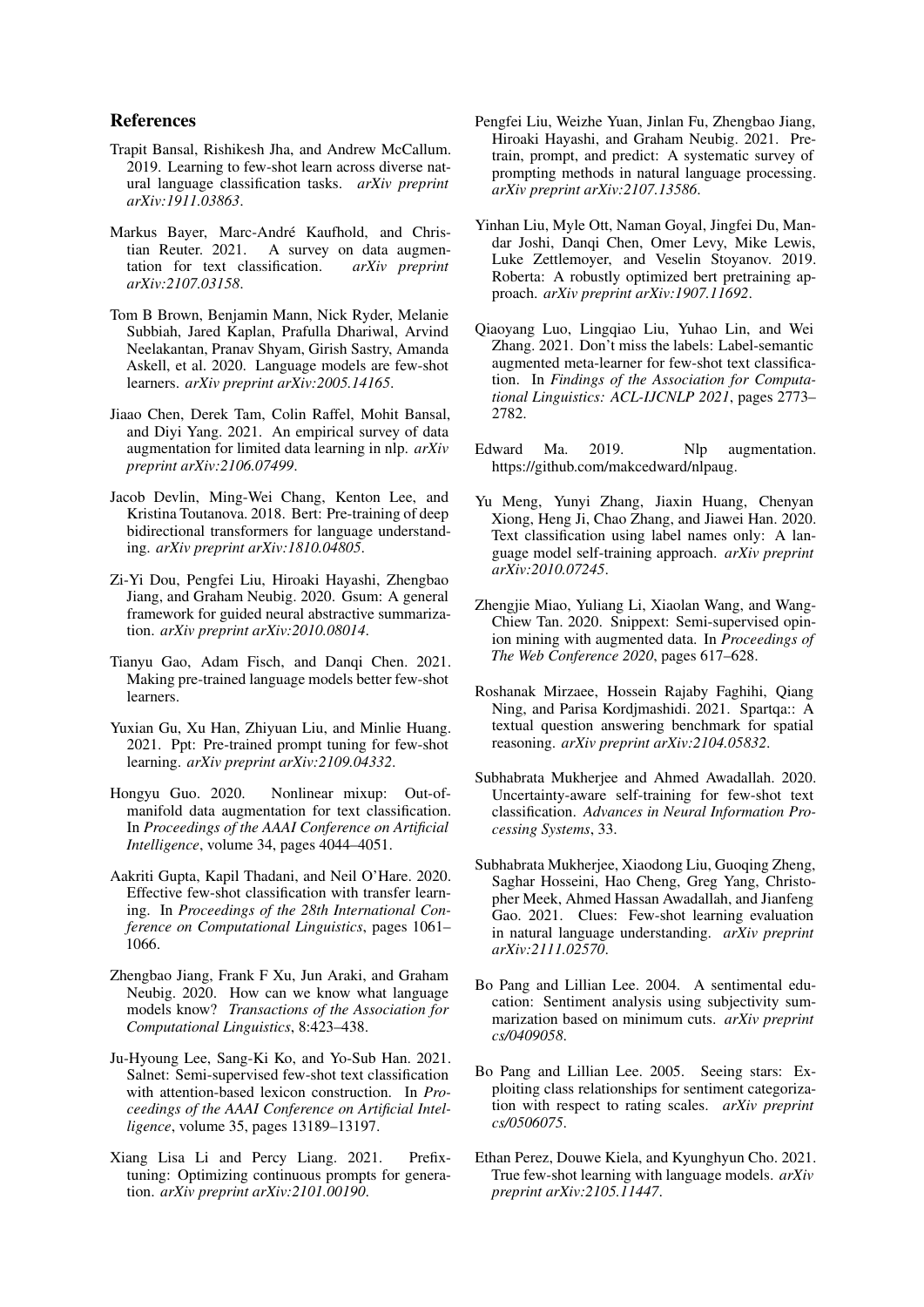## References

Trapit Bansal, Rishikesh Jha, and Andrew McCallum. 2019. Learning to few-shot learn across diverse natural language classification tasks. *arXiv preprint arXiv:1911.03863*.

Markus Bayer, Marc-André Kaufhold, and Christian Reuter. 2021. A survey on data augmentation for text classification. *arXiv preprint arXiv:2107.03158*.

Tom B Brown, Benjamin Mann, Nick Ryder, Melanie Subbiah, Jared Kaplan, Prafulla Dhariwal, Arvind Neelakantan, Pranav Shyam, Girish Sastry, Amanda Askell, et al. 2020. Language models are few-shot learners. *arXiv preprint arXiv:2005.14165*.

Jiaao Chen, Derek Tam, Colin Raffel, Mohit Bansal, and Diyi Yang. 2021. An empirical survey of data augmentation for limited data learning in nlp. *arXiv preprint arXiv:2106.07499*.

Jacob Devlin, Ming-Wei Chang, Kenton Lee, and Kristina Toutanova. 2018. Bert: Pre-training of deep bidirectional transformers for language understanding. *arXiv preprint arXiv:1810.04805*.

Zi-Yi Dou, Pengfei Liu, Hiroaki Hayashi, Zhengbao Jiang, and Graham Neubig. 2020. Gsum: A general framework for guided neural abstractive summarization. *arXiv preprint arXiv:2010.08014*.

Tianyu Gao, Adam Fisch, and Danqi Chen. 2021. Making pre-trained language models better few-shot learners.

Yuxian Gu, Xu Han, Zhiyuan Liu, and Minlie Huang. 2021. Ppt: Pre-trained prompt tuning for few-shot learning. *arXiv preprint arXiv:2109.04332*.

Hongyu Guo. 2020. Nonlinear mixup: Out-of-manifold data augmentation for text classification. In *Proceedings of the AAAI Conference on Artificial Intelligence*, volume 34, pages 4044–4051.

Aakriti Gupta, Kapil Thadani, and Neil O'Hare. 2020. Effective few-shot classification with transfer learning. In *Proceedings of the 28th International Conference on Computational Linguistics*, pages 1061–1066.

Zhengbao Jiang, Frank F Xu, Jun Araki, and Graham Neubig. 2020. How can we know what language models know? *Transactions of the Association for Computational Linguistics*, 8:423–438.

Ju-Hyoung Lee, Sang-Ki Ko, and Yo-Sub Han. 2021. Salnet: Semi-supervised few-shot text classification with attention-based lexicon construction. In *Proceedings of the AAAI Conference on Artificial Intelligence*, volume 35, pages 13189–13197.

Xiang Lisa Li and Percy Liang. 2021. Prefix-tuning: Optimizing continuous prompts for generation. *arXiv preprint arXiv:2101.00190*.

Pengfei Liu, Weizhe Yuan, Jinlan Fu, Zhengbao Jiang, Hiroaki Hayashi, and Graham Neubig. 2021. Pre-train, prompt, and predict: A systematic survey of prompting methods in natural language processing. *arXiv preprint arXiv:2107.13586*.

Yinhan Liu, Myle Ott, Naman Goyal, Jingfei Du, Mandar Joshi, Danqi Chen, Omer Levy, Mike Lewis, Luke Zettlemoyer, and Veselin Stoyanov. 2019. Roberta: A robustly optimized bert pretraining approach. *arXiv preprint arXiv:1907.11692*.

Qiaoyang Luo, Lingqiao Liu, Yuhao Lin, and Wei Zhang. 2021. Don't miss the labels: Label-semantic augmented meta-learner for few-shot text classification. In *Findings of the Association for Computational Linguistics: ACL-IJCNLP 2021*, pages 2773–2782.

Edward Ma. 2019. Nlp augmentation. https://github.com/makcedward/nlpaug.

Yu Meng, Yunyi Zhang, Jiaxin Huang, Chenyan Xiong, Heng Ji, Chao Zhang, and Jiawei Han. 2020. Text classification using label names only: A language model self-training approach. *arXiv preprint arXiv:2010.07245*.

Zhengjie Miao, Yuliang Li, Xiaolan Wang, and Wang-Chiew Tan. 2020. Snippext: Semi-supervised opinion mining with augmented data. In *Proceedings of The Web Conference 2020*, pages 617–628.

Roshanak Mirzaee, Hossein Rajaby Faghihi, Qiang Ning, and Parisa Kordjmashidi. 2021. Spartqa:: A textual question answering benchmark for spatial reasoning. *arXiv preprint arXiv:2104.05832*.

Subhabrata Mukherjee and Ahmed Awadallah. 2020. Uncertainty-aware self-training for few-shot text classification. *Advances in Neural Information Processing Systems*, 33.

Subhabrata Mukherjee, Xiaodong Liu, Guoqing Zheng, Saghar Hosseini, Hao Cheng, Greg Yang, Christopher Meek, Ahmed Hassan Awadallah, and Jianfeng Gao. 2021. Clues: Few-shot learning evaluation in natural language understanding. *arXiv preprint arXiv:2111.02570*.

Bo Pang and Lillian Lee. 2004. A sentimental education: Sentiment analysis using subjectivity summarization based on minimum cuts. *arXiv preprint cs/0409058*.

Bo Pang and Lillian Lee. 2005. Seeing stars: Exploiting class relationships for sentiment categorization with respect to rating scales. *arXiv preprint cs/0506075*.

Ethan Perez, Douwe Kiela, and Kyunghyun Cho. 2021. True few-shot learning with language models. *arXiv preprint arXiv:2105.11447*.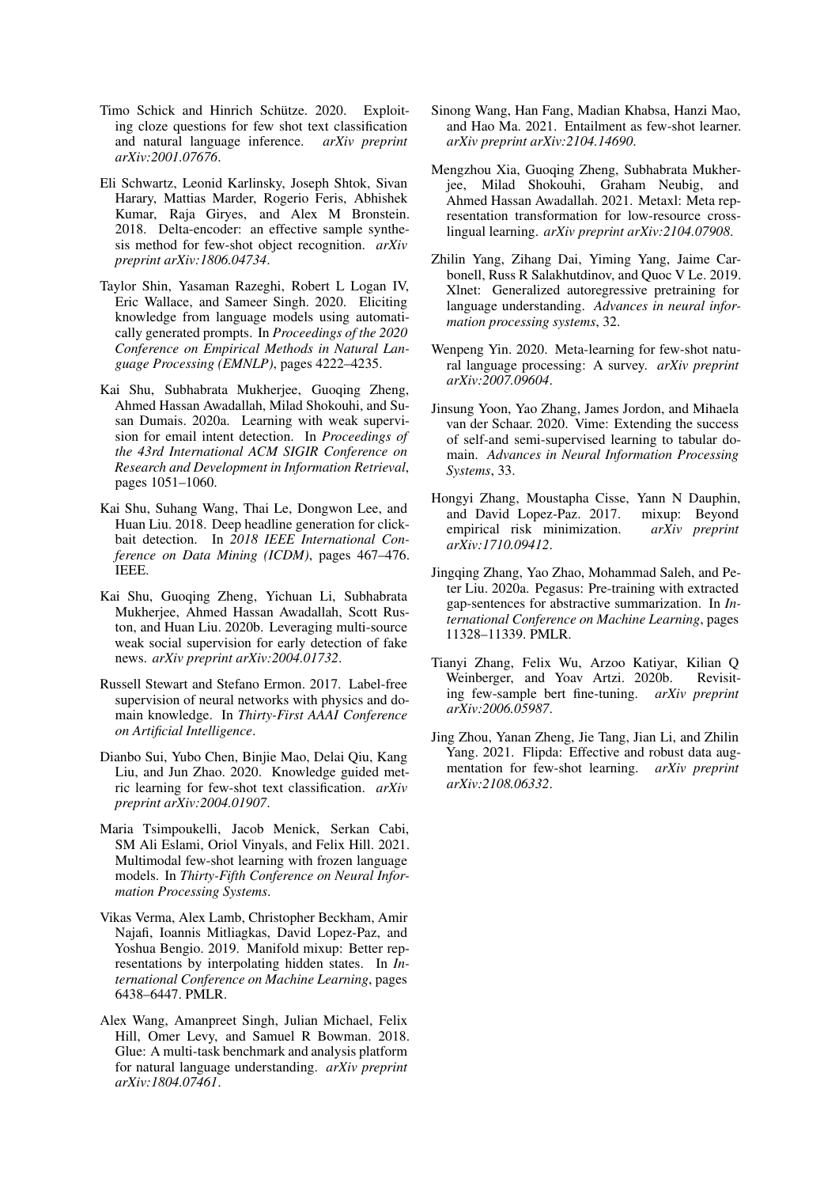Timo Schick and Hinrich Schütze. 2020. Exploiting cloze questions for few shot text classification and natural language inference. *arXiv preprint arXiv:2001.07676*.

Eli Schwartz, Leonid Karlinsky, Joseph Shtok, Sivan Harary, Mattias Marder, Rogerio Feris, Abhishek Kumar, Raja Giryes, and Alex M Bronstein. 2018. Delta-encoder: an effective sample synthesis method for few-shot object recognition. *arXiv preprint arXiv:1806.04734*.

Taylor Shin, Yasaman Razeghi, Robert L Logan IV, Eric Wallace, and Sameer Singh. 2020. Eliciting knowledge from language models using automatically generated prompts. In *Proceedings of the 2020 Conference on Empirical Methods in Natural Language Processing (EMNLP)*, pages 4222–4235.

Kai Shu, Subhabrata Mukherjee, Guoqing Zheng, Ahmed Hassan Awadallah, Milad Shokouhi, and Susan Dumais. 2020a. Learning with weak supervision for email intent detection. In *Proceedings of the 43rd International ACM SIGIR Conference on Research and Development in Information Retrieval*, pages 1051–1060.

Kai Shu, Suhang Wang, Thai Le, Dongwon Lee, and Huan Liu. 2018. Deep headline generation for clickbait detection. In *2018 IEEE International Conference on Data Mining (ICDM)*, pages 467–476. IEEE.

Kai Shu, Guoqing Zheng, Yichuan Li, Subhabrata Mukherjee, Ahmed Hassan Awadallah, Scott Ruston, and Huan Liu. 2020b. Leveraging multi-source weak social supervision for early detection of fake news. *arXiv preprint arXiv:2004.01732*.

Russell Stewart and Stefano Ermon. 2017. Label-free supervision of neural networks with physics and domain knowledge. In *Thirty-First AAAI Conference on Artificial Intelligence*.

Dianbo Sui, Yubo Chen, Binjie Mao, Delai Qiu, Kang Liu, and Jun Zhao. 2020. Knowledge guided metric learning for few-shot text classification. *arXiv preprint arXiv:2004.01907*.

Maria Tsimpoukelli, Jacob Menick, Serkan Cabi, SM Ali Eslami, Oriol Vinyals, and Felix Hill. 2021. Multimodal few-shot learning with frozen language models. In *Thirty-Fifth Conference on Neural Information Processing Systems*.

Vikas Verma, Alex Lamb, Christopher Beckham, Amir Najafi, Ioannis Mitliagkas, David Lopez-Paz, and Yoshua Bengio. 2019. Manifold mixup: Better representations by interpolating hidden states. In *International Conference on Machine Learning*, pages 6438–6447. PMLR.

Alex Wang, Amanpreet Singh, Julian Michael, Felix Hill, Omer Levy, and Samuel R Bowman. 2018. Glue: A multi-task benchmark and analysis platform for natural language understanding. *arXiv preprint arXiv:1804.07461*.

Sinong Wang, Han Fang, Madian Khabsa, Hanzi Mao, and Hao Ma. 2021. Entailment as few-shot learner. *arXiv preprint arXiv:2104.14690*.

Mengzhou Xia, Guoqing Zheng, Subhabrata Mukherjee, Milad Shokouhi, Graham Neubig, and Ahmed Hassan Awadallah. 2021. Metaxl: Meta representation transformation for low-resource cross-lingual learning. *arXiv preprint arXiv:2104.07908*.

Zhilin Yang, Zihang Dai, Yiming Yang, Jaime Carbonell, Russ R Salakhutdinov, and Quoc V Le. 2019. Xlnet: Generalized autoregressive pretraining for language understanding. *Advances in neural information processing systems*, 32.

Wenpeng Yin. 2020. Meta-learning for few-shot natural language processing: A survey. *arXiv preprint arXiv:2007.09604*.

Jinsung Yoon, Yao Zhang, James Jordon, and Mihaela van der Schaar. 2020. Vime: Extending the success of self-and semi-supervised learning to tabular domain. *Advances in Neural Information Processing Systems*, 33.

Hongyi Zhang, Moustapha Cisse, Yann N Dauphin, and David Lopez-Paz. 2017. mixup: Beyond empirical risk minimization. *arXiv preprint arXiv:1710.09412*.

Jingqing Zhang, Yao Zhao, Mohammad Saleh, and Peter Liu. 2020a. Pegasus: Pre-training with extracted gap-sentences for abstractive summarization. In *International Conference on Machine Learning*, pages 11328–11339. PMLR.

Tianyi Zhang, Felix Wu, Arzoo Katiyar, Kilian Q Weinberger, and Yoav Artzi. 2020b. Revisiting few-sample bert fine-tuning. *arXiv preprint arXiv:2006.05987*.

Jing Zhou, Yanan Zheng, Jie Tang, Jian Li, and Zhilin Yang. 2021. Flipda: Effective and robust data augmentation for few-shot learning. *arXiv preprint arXiv:2108.06332*.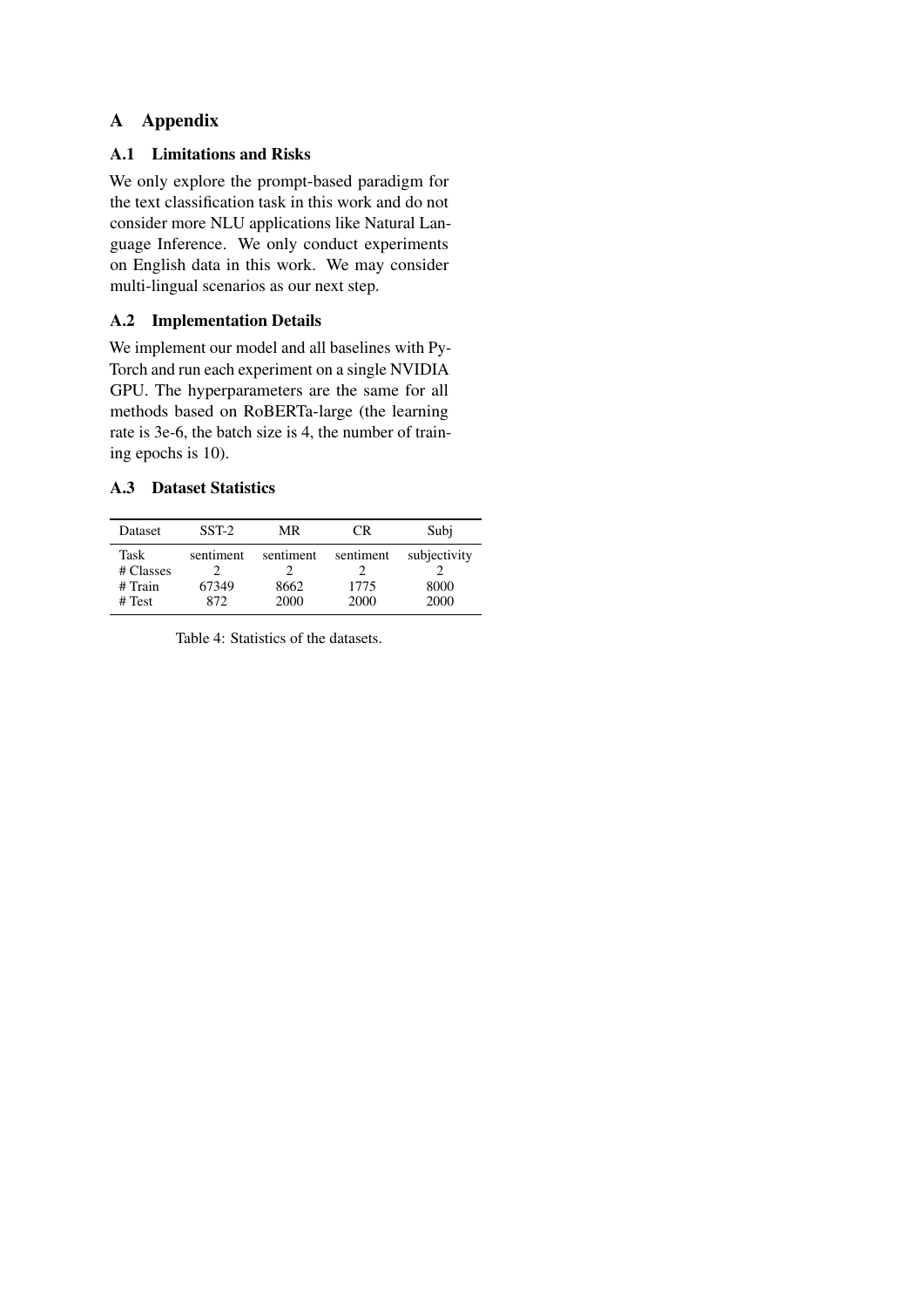# A Appendix

## A.1 Limitations and Risks

We only explore the prompt-based paradigm for the text classification task in this work and do not consider more NLU applications like Natural Language Inference. We only conduct experiments on English data in this work. We may consider multi-lingual scenarios as our next step.

## A.2 Implementation Details

We implement our model and all baselines with PyTorch and run each experiment on a single NVIDIA GPU. The hyperparameters are the same for all methods based on RoBERTa-large (the learning rate is 3e-6, the batch size is 4, the number of training epochs is 10).

## A.3 Dataset Statistics

| Dataset | SST-2 | MR | CR | Subj |
|---|---|---|---|---|
| Task | sentiment | sentiment | sentiment | subjectivity |
| # Classes | 2 | 2 | 2 | 2 |
| # Train | 67349 | 8662 | 1775 | 8000 |
| # Test | 872 | 2000 | 2000 | 2000 |

Table 4: Statistics of the datasets.